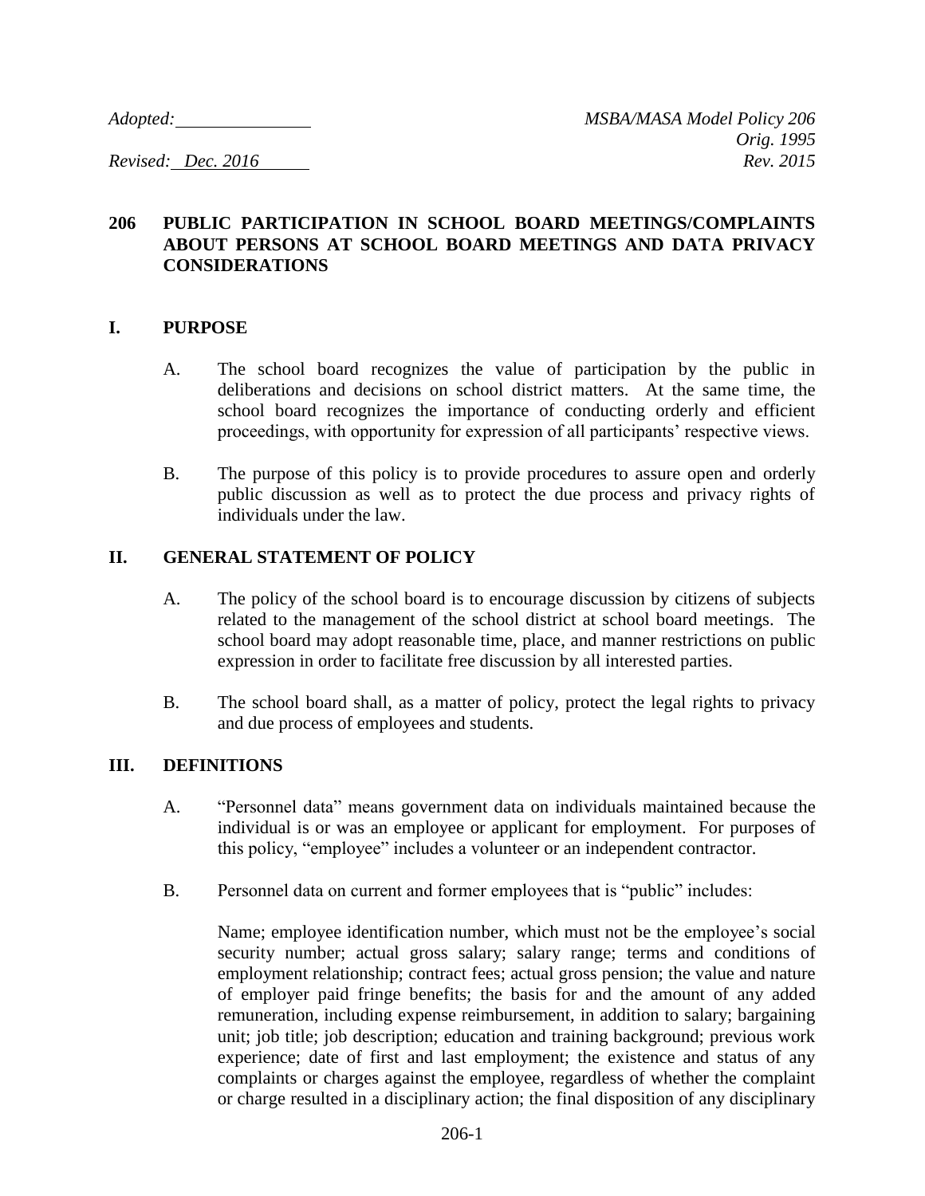*Adopted:* \_\_\_\_\_\_\_\_\_\_\_\_\_\_\_ *MSBA/MASA Model Policy 206*
*Orig. 1995*

*Revised: Dec. 2016* *Rev. 2015*

# 206 PUBLIC PARTICIPATION IN SCHOOL BOARD MEETINGS/COMPLAINTS ABOUT PERSONS AT SCHOOL BOARD MEETINGS AND DATA PRIVACY CONSIDERATIONS

## I. PURPOSE

A. The school board recognizes the value of participation by the public in deliberations and decisions on school district matters. At the same time, the school board recognizes the importance of conducting orderly and efficient proceedings, with opportunity for expression of all participants' respective views.

B. The purpose of this policy is to provide procedures to assure open and orderly public discussion as well as to protect the due process and privacy rights of individuals under the law.

## II. GENERAL STATEMENT OF POLICY

A. The policy of the school board is to encourage discussion by citizens of subjects related to the management of the school district at school board meetings. The school board may adopt reasonable time, place, and manner restrictions on public expression in order to facilitate free discussion by all interested parties.

B. The school board shall, as a matter of policy, protect the legal rights to privacy and due process of employees and students.

## III. DEFINITIONS

A. "Personnel data" means government data on individuals maintained because the individual is or was an employee or applicant for employment. For purposes of this policy, "employee" includes a volunteer or an independent contractor.

B. Personnel data on current and former employees that is "public" includes:

Name; employee identification number, which must not be the employee's social security number; actual gross salary; salary range; terms and conditions of employment relationship; contract fees; actual gross pension; the value and nature of employer paid fringe benefits; the basis for and the amount of any added remuneration, including expense reimbursement, in addition to salary; bargaining unit; job title; job description; education and training background; previous work experience; date of first and last employment; the existence and status of any complaints or charges against the employee, regardless of whether the complaint or charge resulted in a disciplinary action; the final disposition of any disciplinary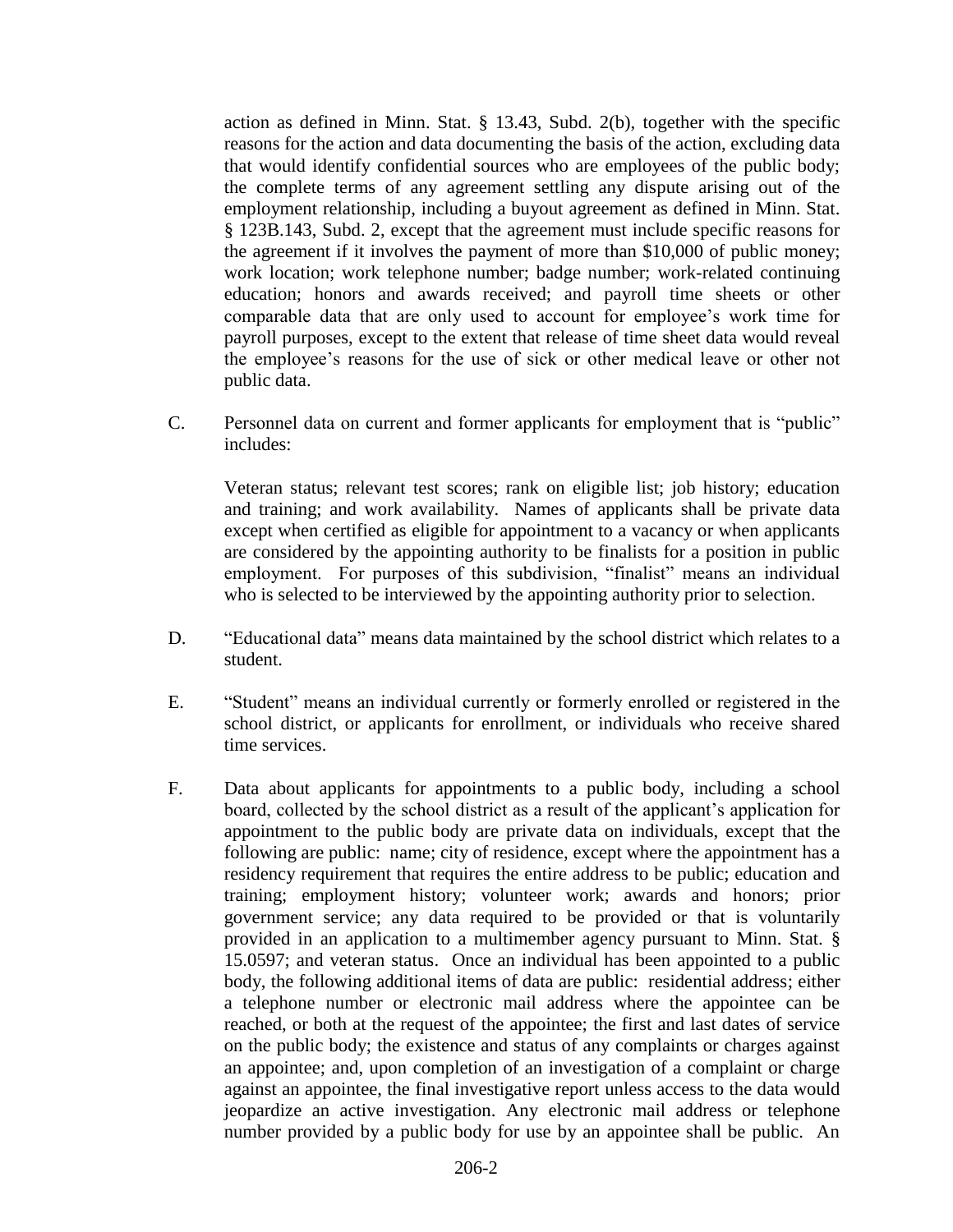action as defined in Minn. Stat. § 13.43, Subd. 2(b), together with the specific reasons for the action and data documenting the basis of the action, excluding data that would identify confidential sources who are employees of the public body; the complete terms of any agreement settling any dispute arising out of the employment relationship, including a buyout agreement as defined in Minn. Stat. § 123B.143, Subd. 2, except that the agreement must include specific reasons for the agreement if it involves the payment of more than $10,000 of public money; work location; work telephone number; badge number; work-related continuing education; honors and awards received; and payroll time sheets or other comparable data that are only used to account for employee's work time for payroll purposes, except to the extent that release of time sheet data would reveal the employee's reasons for the use of sick or other medical leave or other not public data.

C. Personnel data on current and former applicants for employment that is "public" includes:

Veteran status; relevant test scores; rank on eligible list; job history; education and training; and work availability. Names of applicants shall be private data except when certified as eligible for appointment to a vacancy or when applicants are considered by the appointing authority to be finalists for a position in public employment. For purposes of this subdivision, "finalist" means an individual who is selected to be interviewed by the appointing authority prior to selection.

D. "Educational data" means data maintained by the school district which relates to a student.

E. "Student" means an individual currently or formerly enrolled or registered in the school district, or applicants for enrollment, or individuals who receive shared time services.

F. Data about applicants for appointments to a public body, including a school board, collected by the school district as a result of the applicant's application for appointment to the public body are private data on individuals, except that the following are public: name; city of residence, except where the appointment has a residency requirement that requires the entire address to be public; education and training; employment history; volunteer work; awards and honors; prior government service; any data required to be provided or that is voluntarily provided in an application to a multimember agency pursuant to Minn. Stat. § 15.0597; and veteran status. Once an individual has been appointed to a public body, the following additional items of data are public: residential address; either a telephone number or electronic mail address where the appointee can be reached, or both at the request of the appointee; the first and last dates of service on the public body; the existence and status of any complaints or charges against an appointee; and, upon completion of an investigation of a complaint or charge against an appointee, the final investigative report unless access to the data would jeopardize an active investigation. Any electronic mail address or telephone number provided by a public body for use by an appointee shall be public. An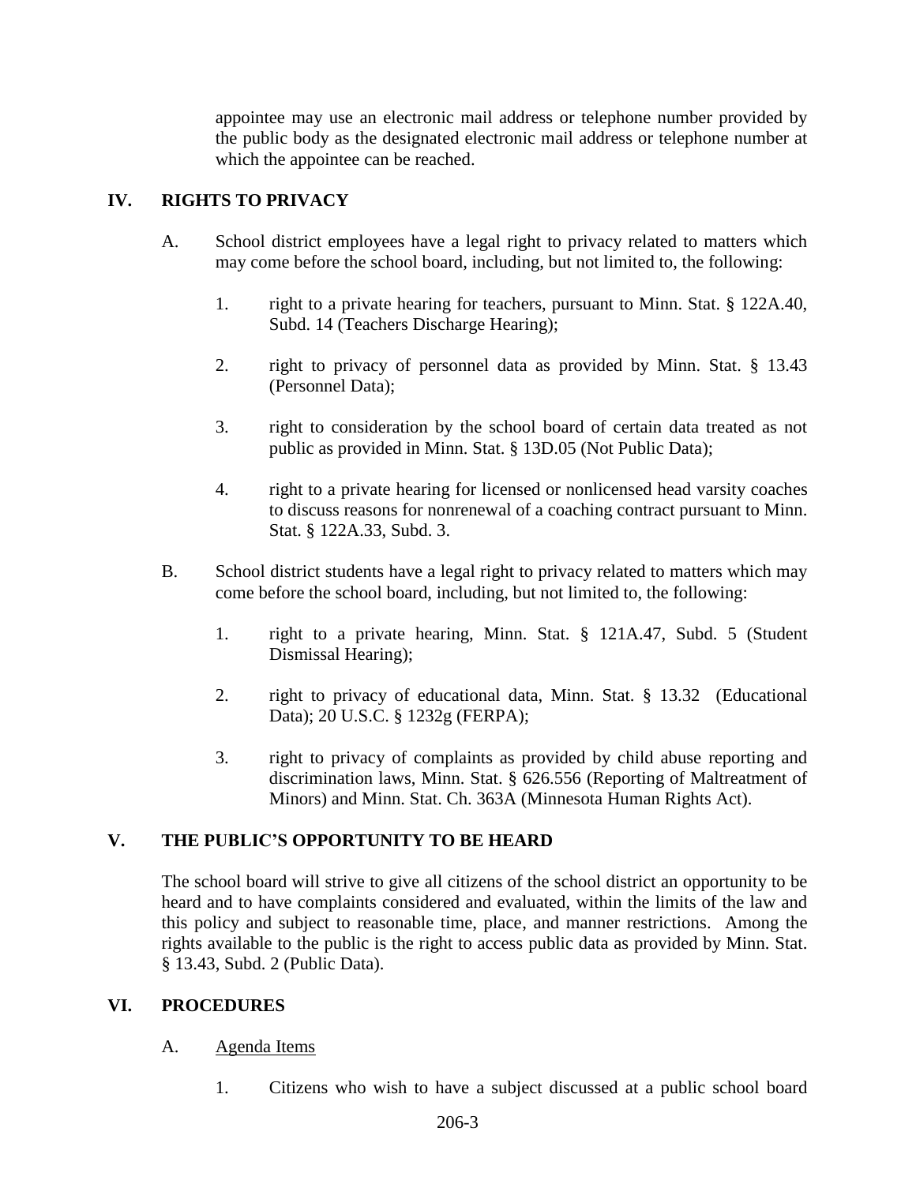appointee may use an electronic mail address or telephone number provided by the public body as the designated electronic mail address or telephone number at which the appointee can be reached.

## IV. RIGHTS TO PRIVACY

A. School district employees have a legal right to privacy related to matters which may come before the school board, including, but not limited to, the following:

1. right to a private hearing for teachers, pursuant to Minn. Stat. § 122A.40, Subd. 14 (Teachers Discharge Hearing);

2. right to privacy of personnel data as provided by Minn. Stat. § 13.43 (Personnel Data);

3. right to consideration by the school board of certain data treated as not public as provided in Minn. Stat. § 13D.05 (Not Public Data);

4. right to a private hearing for licensed or nonlicensed head varsity coaches to discuss reasons for nonrenewal of a coaching contract pursuant to Minn. Stat. § 122A.33, Subd. 3.

B. School district students have a legal right to privacy related to matters which may come before the school board, including, but not limited to, the following:

1. right to a private hearing, Minn. Stat. § 121A.47, Subd. 5 (Student Dismissal Hearing);

2. right to privacy of educational data, Minn. Stat. § 13.32 (Educational Data); 20 U.S.C. § 1232g (FERPA);

3. right to privacy of complaints as provided by child abuse reporting and discrimination laws, Minn. Stat. § 626.556 (Reporting of Maltreatment of Minors) and Minn. Stat. Ch. 363A (Minnesota Human Rights Act).

## V. THE PUBLIC'S OPPORTUNITY TO BE HEARD

The school board will strive to give all citizens of the school district an opportunity to be heard and to have complaints considered and evaluated, within the limits of the law and this policy and subject to reasonable time, place, and manner restrictions. Among the rights available to the public is the right to access public data as provided by Minn. Stat. § 13.43, Subd. 2 (Public Data).

## VI. PROCEDURES

A. Agenda Items

1. Citizens who wish to have a subject discussed at a public school board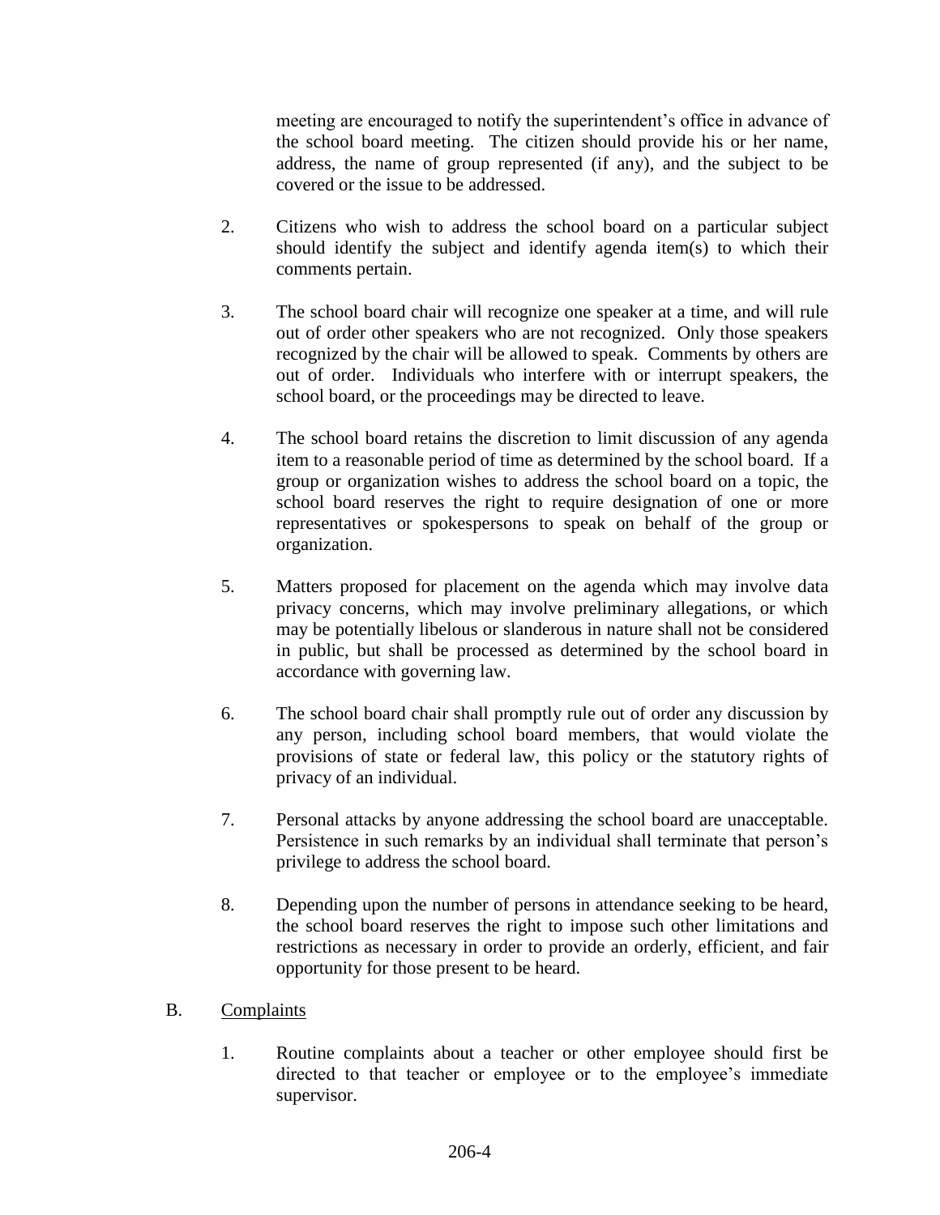meeting are encouraged to notify the superintendent's office in advance of the school board meeting. The citizen should provide his or her name, address, the name of group represented (if any), and the subject to be covered or the issue to be addressed.

2. Citizens who wish to address the school board on a particular subject should identify the subject and identify agenda item(s) to which their comments pertain.

3. The school board chair will recognize one speaker at a time, and will rule out of order other speakers who are not recognized. Only those speakers recognized by the chair will be allowed to speak. Comments by others are out of order. Individuals who interfere with or interrupt speakers, the school board, or the proceedings may be directed to leave.

4. The school board retains the discretion to limit discussion of any agenda item to a reasonable period of time as determined by the school board. If a group or organization wishes to address the school board on a topic, the school board reserves the right to require designation of one or more representatives or spokespersons to speak on behalf of the group or organization.

5. Matters proposed for placement on the agenda which may involve data privacy concerns, which may involve preliminary allegations, or which may be potentially libelous or slanderous in nature shall not be considered in public, but shall be processed as determined by the school board in accordance with governing law.

6. The school board chair shall promptly rule out of order any discussion by any person, including school board members, that would violate the provisions of state or federal law, this policy or the statutory rights of privacy of an individual.

7. Personal attacks by anyone addressing the school board are unacceptable. Persistence in such remarks by an individual shall terminate that person's privilege to address the school board.

8. Depending upon the number of persons in attendance seeking to be heard, the school board reserves the right to impose such other limitations and restrictions as necessary in order to provide an orderly, efficient, and fair opportunity for those present to be heard.

B. Complaints

1. Routine complaints about a teacher or other employee should first be directed to that teacher or employee or to the employee's immediate supervisor.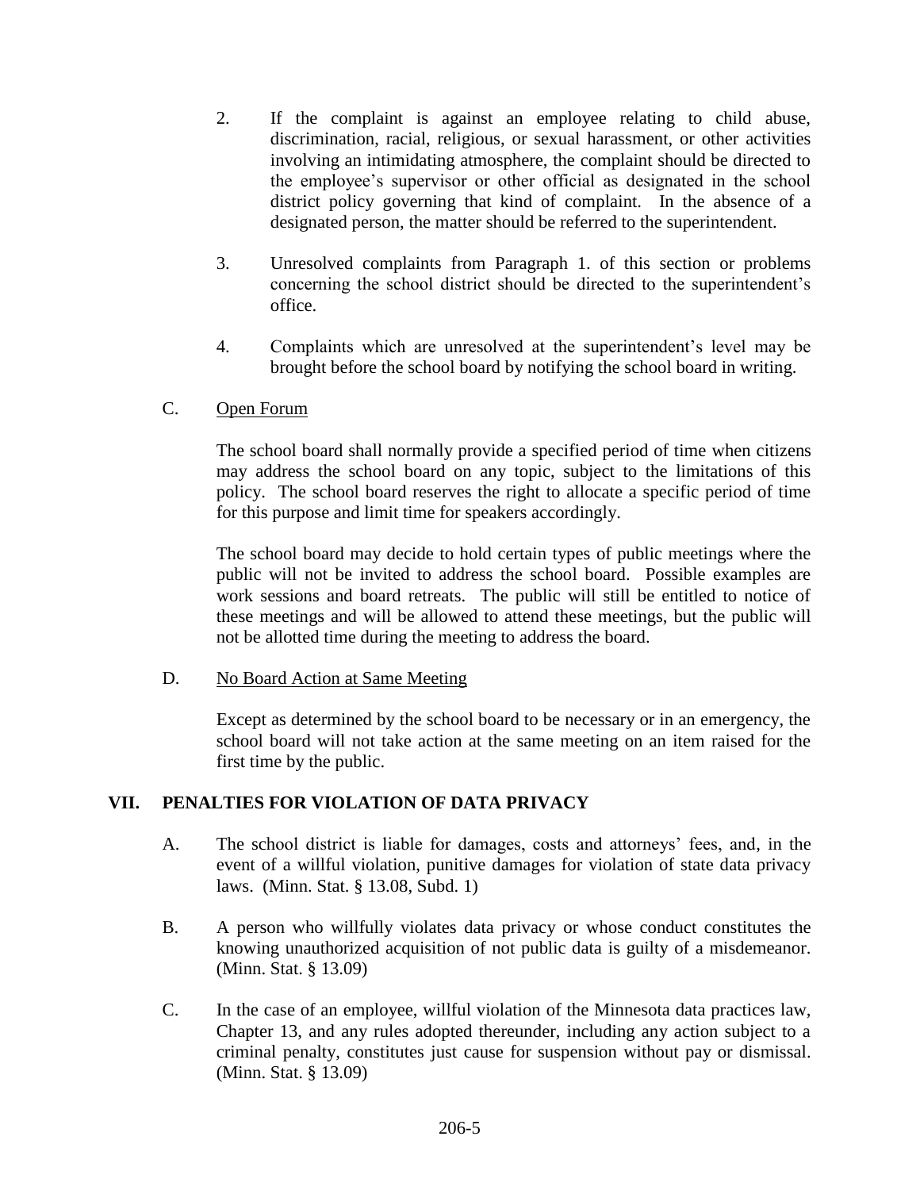2. If the complaint is against an employee relating to child abuse, discrimination, racial, religious, or sexual harassment, or other activities involving an intimidating atmosphere, the complaint should be directed to the employee's supervisor or other official as designated in the school district policy governing that kind of complaint. In the absence of a designated person, the matter should be referred to the superintendent.

3. Unresolved complaints from Paragraph 1. of this section or problems concerning the school district should be directed to the superintendent's office.

4. Complaints which are unresolved at the superintendent's level may be brought before the school board by notifying the school board in writing.

C. Open Forum

The school board shall normally provide a specified period of time when citizens may address the school board on any topic, subject to the limitations of this policy. The school board reserves the right to allocate a specific period of time for this purpose and limit time for speakers accordingly.

The school board may decide to hold certain types of public meetings where the public will not be invited to address the school board. Possible examples are work sessions and board retreats. The public will still be entitled to notice of these meetings and will be allowed to attend these meetings, but the public will not be allotted time during the meeting to address the board.

D. No Board Action at Same Meeting

Except as determined by the school board to be necessary or in an emergency, the school board will not take action at the same meeting on an item raised for the first time by the public.

## VII. PENALTIES FOR VIOLATION OF DATA PRIVACY

A. The school district is liable for damages, costs and attorneys' fees, and, in the event of a willful violation, punitive damages for violation of state data privacy laws. (Minn. Stat. § 13.08, Subd. 1)

B. A person who willfully violates data privacy or whose conduct constitutes the knowing unauthorized acquisition of not public data is guilty of a misdemeanor. (Minn. Stat. § 13.09)

C. In the case of an employee, willful violation of the Minnesota data practices law, Chapter 13, and any rules adopted thereunder, including any action subject to a criminal penalty, constitutes just cause for suspension without pay or dismissal. (Minn. Stat. § 13.09)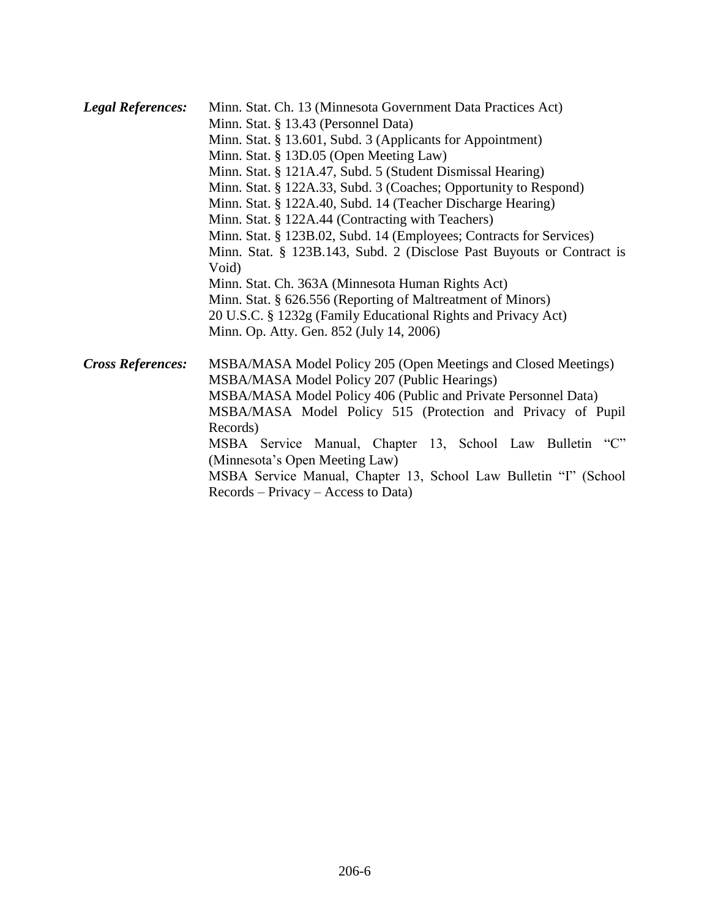***Legal References:***

Minn. Stat. Ch. 13 (Minnesota Government Data Practices Act)
Minn. Stat. § 13.43 (Personnel Data)
Minn. Stat. § 13.601, Subd. 3 (Applicants for Appointment)
Minn. Stat. § 13D.05 (Open Meeting Law)
Minn. Stat. § 121A.47, Subd. 5 (Student Dismissal Hearing)
Minn. Stat. § 122A.33, Subd. 3 (Coaches; Opportunity to Respond)
Minn. Stat. § 122A.40, Subd. 14 (Teacher Discharge Hearing)
Minn. Stat. § 122A.44 (Contracting with Teachers)
Minn. Stat. § 123B.02, Subd. 14 (Employees; Contracts for Services)
Minn. Stat. § 123B.143, Subd. 2 (Disclose Past Buyouts or Contract is Void)
Minn. Stat. Ch. 363A (Minnesota Human Rights Act)
Minn. Stat. § 626.556 (Reporting of Maltreatment of Minors)
20 U.S.C. § 1232g (Family Educational Rights and Privacy Act)
Minn. Op. Atty. Gen. 852 (July 14, 2006)

***Cross References:***

MSBA/MASA Model Policy 205 (Open Meetings and Closed Meetings)
MSBA/MASA Model Policy 207 (Public Hearings)
MSBA/MASA Model Policy 406 (Public and Private Personnel Data)
MSBA/MASA Model Policy 515 (Protection and Privacy of Pupil Records)
MSBA Service Manual, Chapter 13, School Law Bulletin "C" (Minnesota's Open Meeting Law)
MSBA Service Manual, Chapter 13, School Law Bulletin "I" (School Records – Privacy – Access to Data)